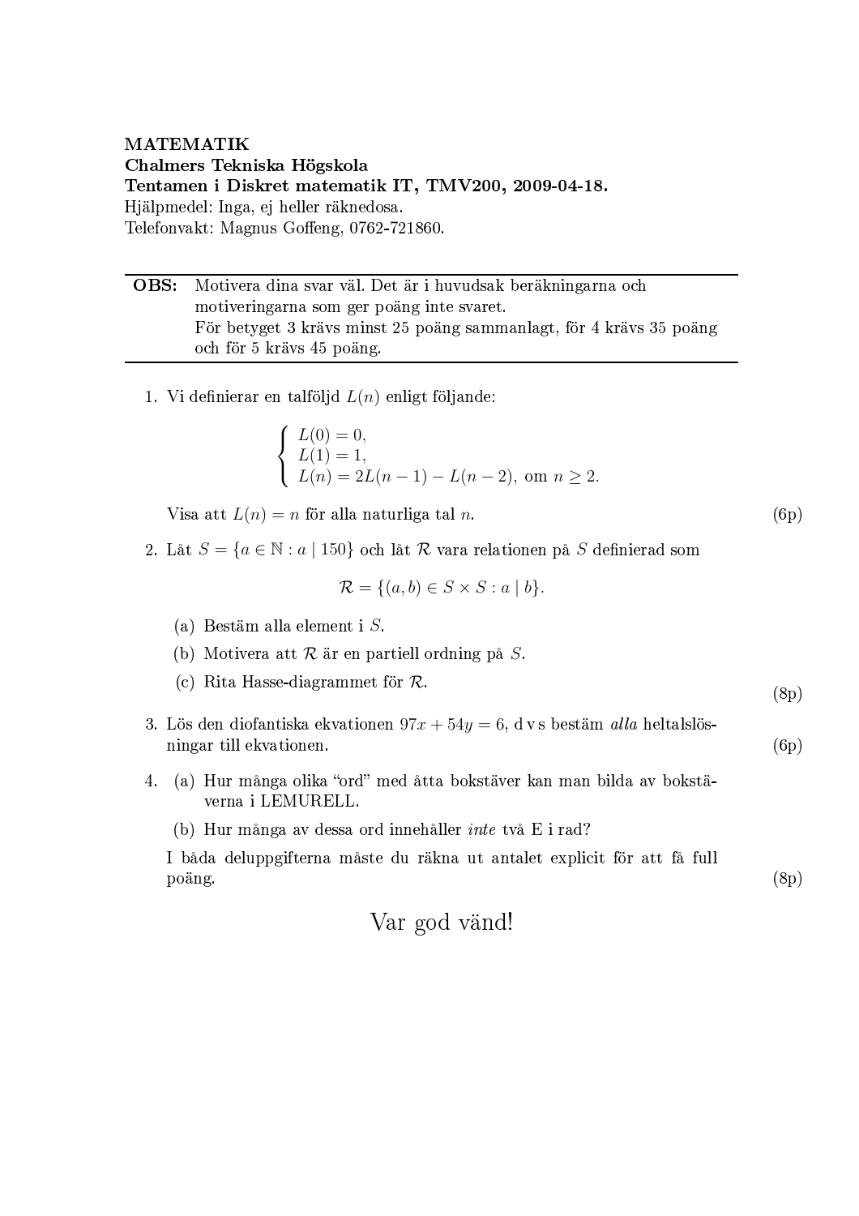**MATEMATIK**
**Chalmers Tekniska Högskola**
**Tentamen i Diskret matematik IT, TMV200, 2009-04-18.**
Hjälpmedel: Inga, ej heller räknedosa.
Telefonvakt: Magnus Goffeng, 0762-721860.

---

**OBS:** Motivera dina svar väl. Det är i huvudsak beräkningarna och motiveringarna som ger poäng inte svaret.
För betyget 3 krävs minst 25 poäng sammanlagt, för 4 krävs 35 poäng och för 5 krävs 45 poäng.

---

1. Vi definierar en talföljd $L(n)$ enligt följande:

$$\begin{cases} L(0) = 0, \\ L(1) = 1, \\ L(n) = 2L(n-1) - L(n-2), \text{ om } n \geq 2. \end{cases}$$

Visa att $L(n) = n$ för alla naturliga tal $n$. (6p)

2. Låt $S = \{a \in \mathbb{N} : a \mid 150\}$ och låt $\mathcal{R}$ vara relationen på $S$ definierad som

$$\mathcal{R} = \{(a, b) \in S \times S : a \mid b\}.$$

   (a) Bestäm alla element i $S$.

   (b) Motivera att $\mathcal{R}$ är en partiell ordning på $S$.

   (c) Rita Hasse-diagrammet för $\mathcal{R}$.

(8p)

3. Lös den diofantiska ekvationen $97x + 54y = 6$, d v s bestäm *alla* heltalslösningar till ekvationen. (6p)

4. (a) Hur många olika "ord" med åtta bokstäver kan man bilda av bokstäverna i LEMURELL.

   (b) Hur många av dessa ord innehåller *inte* två E i rad?

   I båda deluppgifterna måste du räkna ut antalet explicit för att få full poäng. (8p)

Var god vänd!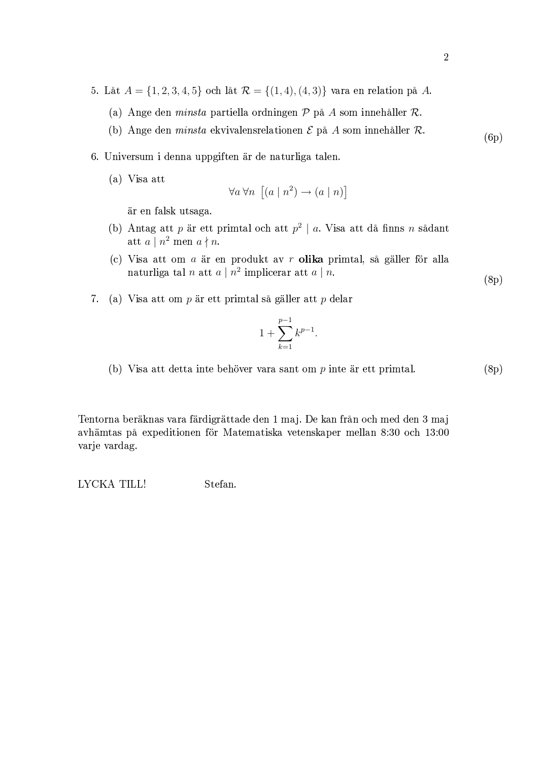5. Låt $A = \{1, 2, 3, 4, 5\}$ och låt $\mathcal{R} = \{(1,4), (4,3)\}$ vara en relation på $A$.

   (a) Ange den *minsta* partiella ordningen $\mathcal{P}$ på $A$ som innehåller $\mathcal{R}$.

   (b) Ange den *minsta* ekvivalensrelationen $\mathcal{E}$ på $A$ som innehåller $\mathcal{R}$.

   (6p)

6. Universum i denna uppgiften är de naturliga talen.

   (a) Visa att
   $$\forall a \, \forall n \ \left[(a \mid n^2) \rightarrow (a \mid n)\right]$$
   är en falsk utsaga.

   (b) Antag att $p$ är ett primtal och att $p^2 \mid a$. Visa att då finns $n$ sådant att $a \mid n^2$ men $a \nmid n$.

   (c) Visa att om $a$ är en produkt av $r$ **olika** primtal, så gäller för alla naturliga tal $n$ att $a \mid n^2$ implicerar att $a \mid n$.

   (8p)

7. (a) Visa att om $p$ är ett primtal så gäller att $p$ delar
   $$1 + \sum_{k=1}^{p-1} k^{p-1}.$$

   (b) Visa att detta inte behöver vara sant om $p$ inte är ett primtal.

   (8p)

Tentorna beräknas vara färdigrättade den 1 maj. De kan från och med den 3 maj avhämtas på expeditionen för Matematiska vetenskaper mellan 8:30 och 13:00 varje vardag.

LYCKA TILL! Stefan.